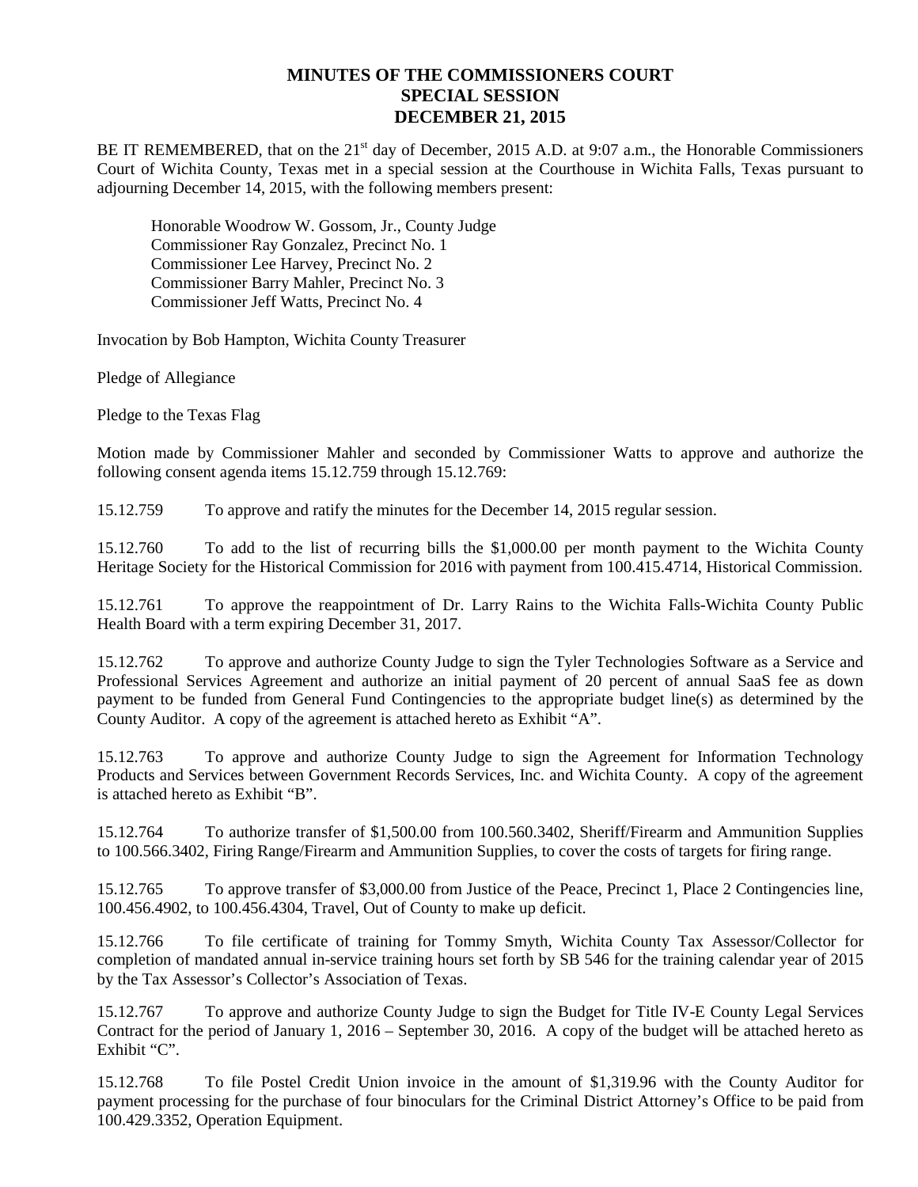# MINUTES OF THE COMMISSIONERS COURT
## SPECIAL SESSION
## DECEMBER 21, 2015

BE IT REMEMBERED, that on the 21st day of December, 2015 A.D. at 9:07 a.m., the Honorable Commissioners Court of Wichita County, Texas met in a special session at the Courthouse in Wichita Falls, Texas pursuant to adjourning December 14, 2015, with the following members present:

Honorable Woodrow W. Gossom, Jr., County Judge
Commissioner Ray Gonzalez, Precinct No. 1
Commissioner Lee Harvey, Precinct No. 2
Commissioner Barry Mahler, Precinct No. 3
Commissioner Jeff Watts, Precinct No. 4

Invocation by Bob Hampton, Wichita County Treasurer

Pledge of Allegiance

Pledge to the Texas Flag

Motion made by Commissioner Mahler and seconded by Commissioner Watts to approve and authorize the following consent agenda items 15.12.759 through 15.12.769:

15.12.759 To approve and ratify the minutes for the December 14, 2015 regular session.

15.12.760 To add to the list of recurring bills the $1,000.00 per month payment to the Wichita County Heritage Society for the Historical Commission for 2016 with payment from 100.415.4714, Historical Commission.

15.12.761 To approve the reappointment of Dr. Larry Rains to the Wichita Falls-Wichita County Public Health Board with a term expiring December 31, 2017.

15.12.762 To approve and authorize County Judge to sign the Tyler Technologies Software as a Service and Professional Services Agreement and authorize an initial payment of 20 percent of annual SaaS fee as down payment to be funded from General Fund Contingencies to the appropriate budget line(s) as determined by the County Auditor. A copy of the agreement is attached hereto as Exhibit "A".

15.12.763 To approve and authorize County Judge to sign the Agreement for Information Technology Products and Services between Government Records Services, Inc. and Wichita County. A copy of the agreement is attached hereto as Exhibit "B".

15.12.764 To authorize transfer of $1,500.00 from 100.560.3402, Sheriff/Firearm and Ammunition Supplies to 100.566.3402, Firing Range/Firearm and Ammunition Supplies, to cover the costs of targets for firing range.

15.12.765 To approve transfer of $3,000.00 from Justice of the Peace, Precinct 1, Place 2 Contingencies line, 100.456.4902, to 100.456.4304, Travel, Out of County to make up deficit.

15.12.766 To file certificate of training for Tommy Smyth, Wichita County Tax Assessor/Collector for completion of mandated annual in-service training hours set forth by SB 546 for the training calendar year of 2015 by the Tax Assessor's Collector's Association of Texas.

15.12.767 To approve and authorize County Judge to sign the Budget for Title IV-E County Legal Services Contract for the period of January 1, 2016 – September 30, 2016. A copy of the budget will be attached hereto as Exhibit "C".

15.12.768 To file Postel Credit Union invoice in the amount of $1,319.96 with the County Auditor for payment processing for the purchase of four binoculars for the Criminal District Attorney's Office to be paid from 100.429.3352, Operation Equipment.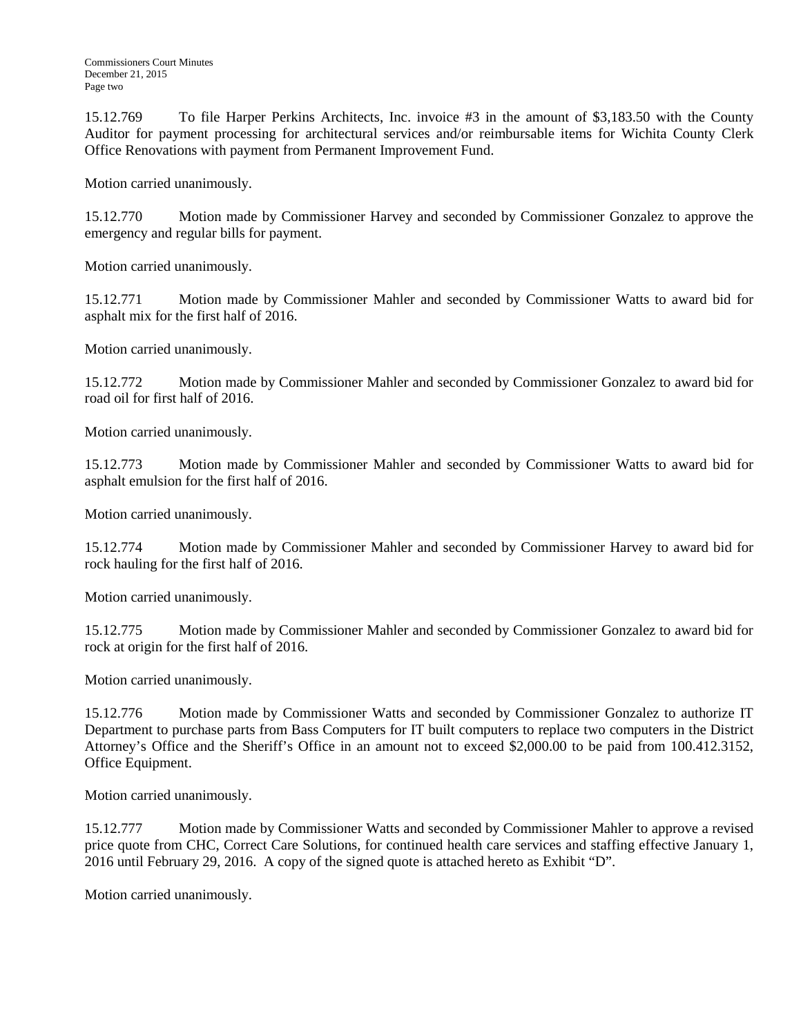15.12.769 To file Harper Perkins Architects, Inc. invoice #3 in the amount of $3,183.50 with the County Auditor for payment processing for architectural services and/or reimbursable items for Wichita County Clerk Office Renovations with payment from Permanent Improvement Fund.

Motion carried unanimously.

15.12.770 Motion made by Commissioner Harvey and seconded by Commissioner Gonzalez to approve the emergency and regular bills for payment.

Motion carried unanimously.

15.12.771 Motion made by Commissioner Mahler and seconded by Commissioner Watts to award bid for asphalt mix for the first half of 2016.

Motion carried unanimously.

15.12.772 Motion made by Commissioner Mahler and seconded by Commissioner Gonzalez to award bid for road oil for first half of 2016.

Motion carried unanimously.

15.12.773 Motion made by Commissioner Mahler and seconded by Commissioner Watts to award bid for asphalt emulsion for the first half of 2016.

Motion carried unanimously.

15.12.774 Motion made by Commissioner Mahler and seconded by Commissioner Harvey to award bid for rock hauling for the first half of 2016.

Motion carried unanimously.

15.12.775 Motion made by Commissioner Mahler and seconded by Commissioner Gonzalez to award bid for rock at origin for the first half of 2016.

Motion carried unanimously.

15.12.776 Motion made by Commissioner Watts and seconded by Commissioner Gonzalez to authorize IT Department to purchase parts from Bass Computers for IT built computers to replace two computers in the District Attorney's Office and the Sheriff's Office in an amount not to exceed $2,000.00 to be paid from 100.412.3152, Office Equipment.

Motion carried unanimously.

15.12.777 Motion made by Commissioner Watts and seconded by Commissioner Mahler to approve a revised price quote from CHC, Correct Care Solutions, for continued health care services and staffing effective January 1, 2016 until February 29, 2016. A copy of the signed quote is attached hereto as Exhibit "D".

Motion carried unanimously.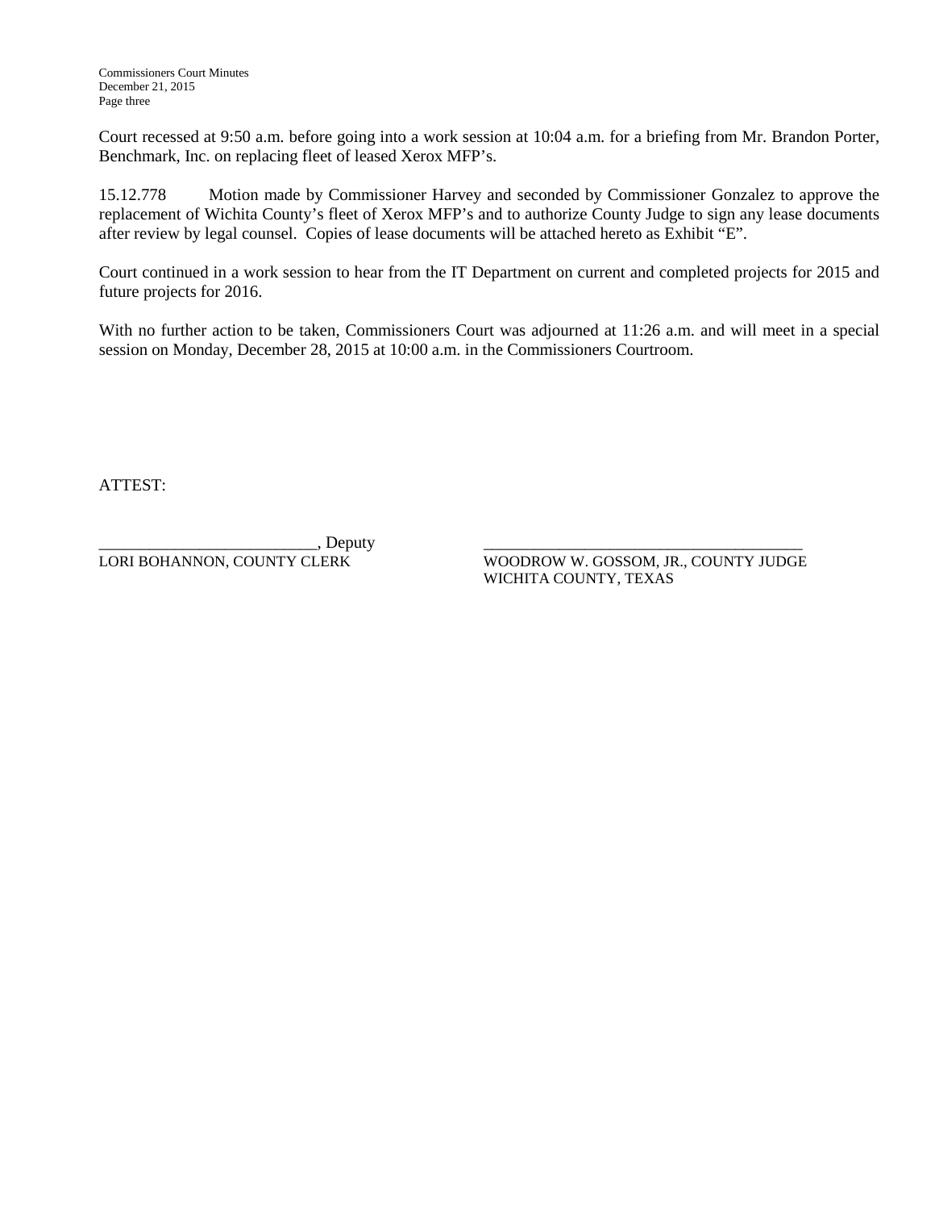Court recessed at 9:50 a.m. before going into a work session at 10:04 a.m. for a briefing from Mr. Brandon Porter, Benchmark, Inc. on replacing fleet of leased Xerox MFP's.

15.12.778 Motion made by Commissioner Harvey and seconded by Commissioner Gonzalez to approve the replacement of Wichita County's fleet of Xerox MFP's and to authorize County Judge to sign any lease documents after review by legal counsel. Copies of lease documents will be attached hereto as Exhibit "E".

Court continued in a work session to hear from the IT Department on current and completed projects for 2015 and future projects for 2016.

With no further action to be taken, Commissioners Court was adjourned at 11:26 a.m. and will meet in a special session on Monday, December 28, 2015 at 10:00 a.m. in the Commissioners Courtroom.

ATTEST:

__________________________, Deputy
LORI BOHANNON, COUNTY CLERK

________________________________________
WOODROW W. GOSSOM, JR., COUNTY JUDGE
WICHITA COUNTY, TEXAS